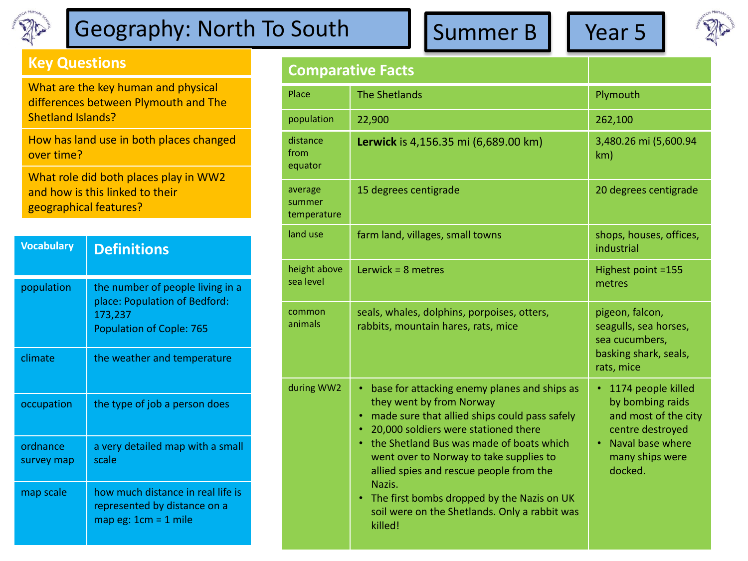# Geography: North To South

**Summer B** | **Year 5**

## Key Questions

- What are the key human and physical differences between Plymouth and The Shetland Islands?
- How has land use in both places changed over time?
- What role did both places play in WW2 and how is this linked to their geographical features?

| Vocabulary | Definitions |
|---|---|
| population | the number of people living in a place: Population of Bedford: 173,237<br>Population of Cople: 765 |
| climate | the weather and temperature |
| occupation | the type of job a person does |
| ordnance survey map | a very detailed map with a small scale |
| map scale | how much distance in real life is represented by distance on a map eg: 1cm = 1 mile |

## Comparative Facts

| Place | The Shetlands | Plymouth |
|---|---|---|
| population | 22,900 | 262,100 |
| distance from equator | **Lerwick** is 4,156.35 mi (6,689.00 km) | 3,480.26 mi (5,600.94 km) |
| average summer temperature | 15 degrees centigrade | 20 degrees centigrade |
| land use | farm land, villages, small towns | shops, houses, offices, industrial |
| height above sea level | Lerwick = 8 metres | Highest point =155 metres |
| common animals | seals, whales, dolphins, porpoises, otters, rabbits, mountain hares, rats, mice | pigeon, falcon, seagulls, sea horses, sea cucumbers, basking shark, seals, rats, mice |
| during WW2 | • base for attacking enemy planes and ships as they went by from Norway<br>• made sure that allied ships could pass safely<br>• 20,000 soldiers were stationed there<br>• the Shetland Bus was made of boats which went over to Norway to take supplies to allied spies and rescue people from the Nazis.<br>• The first bombs dropped by the Nazis on UK soil were on the Shetlands. Only a rabbit was killed! | • 1174 people killed by bombing raids and most of the city centre destroyed<br>• Naval base where many ships were docked. |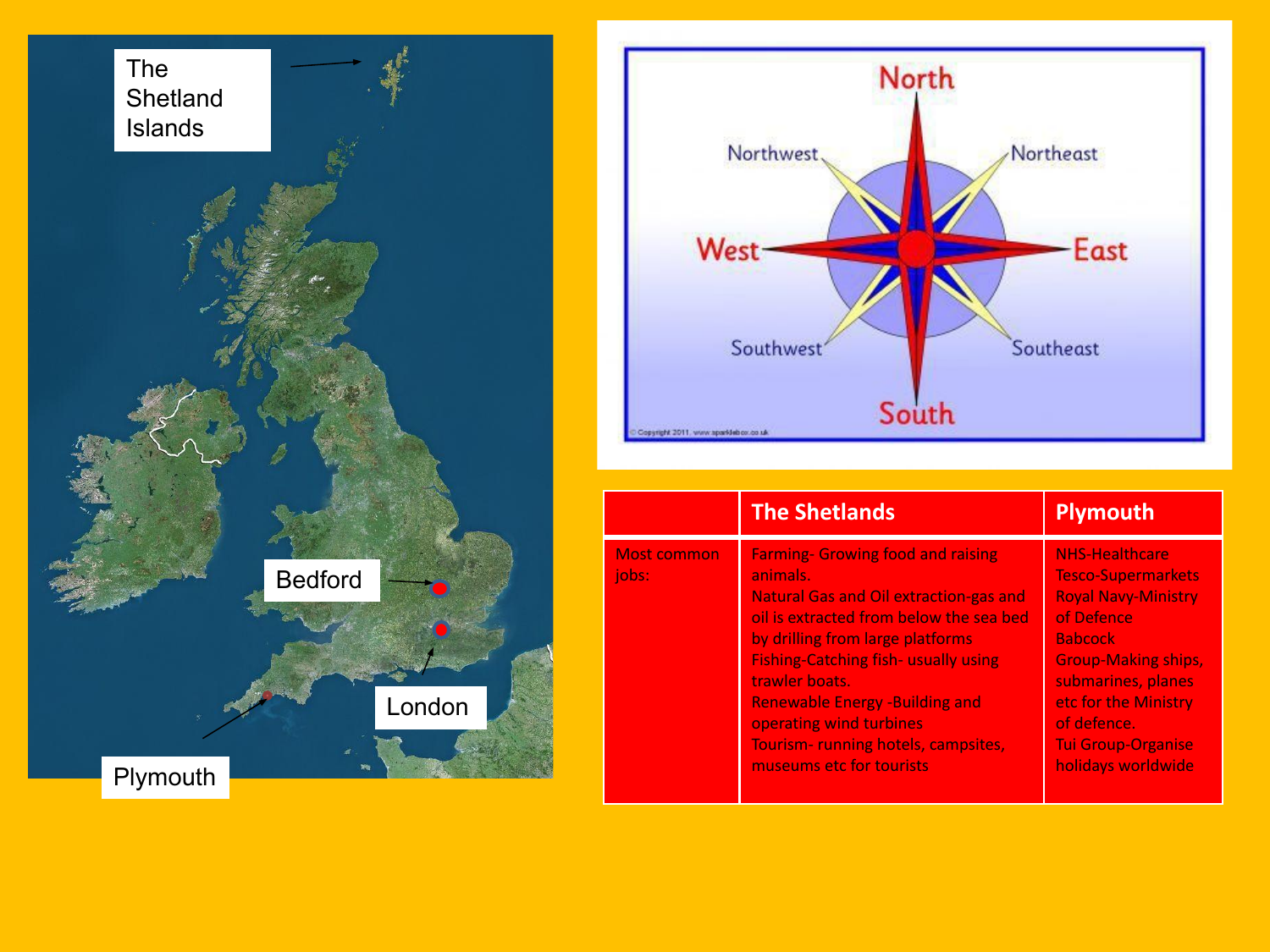The Shetland Islands

Bedford

London

Plymouth

North

Northwest

Northeast

West

East

Southwest

Southeast

South

| | The Shetlands | Plymouth |
|---|---|---|
| Most common jobs: | Farming- Growing food and raising animals.<br>Natural Gas and Oil extraction-gas and oil is extracted from below the sea bed by drilling from large platforms<br>Fishing-Catching fish- usually using trawler boats.<br>Renewable Energy -Building and operating wind turbines<br>Tourism- running hotels, campsites, museums etc for tourists | NHS-Healthcare<br>Tesco-Supermarkets<br>Royal Navy-Ministry of Defence<br>Babcock Group-Making ships, submarines, planes etc for the Ministry of defence.<br>Tui Group-Organise holidays worldwide |